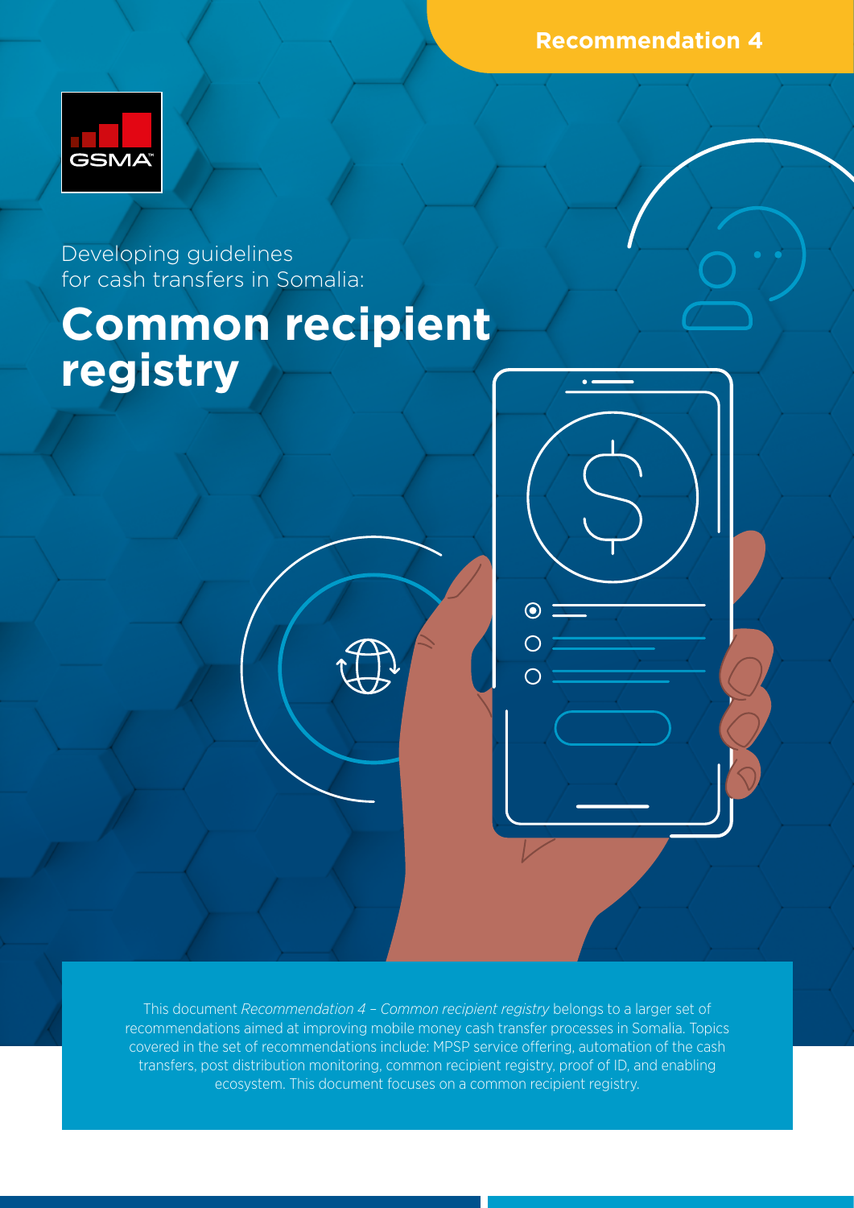Recommendation 4

Developing guidelines for cash transfers in Somalia:

# Common recipient registry

This document *Recommendation 4 – Common recipient registry* belongs to a larger set of recommendations aimed at improving mobile money cash transfer processes in Somalia. Topics covered in the set of recommendations include: MPSP service offering, automation of the cash transfers, post distribution monitoring, common recipient registry, proof of ID, and enabling ecosystem. This document focuses on a common recipient registry.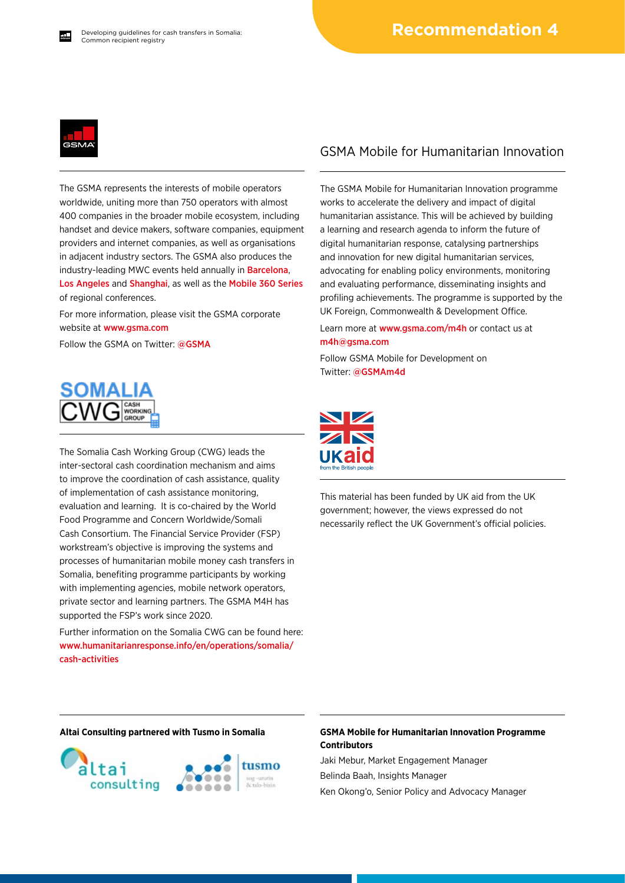The GSMA represents the interests of mobile operators worldwide, uniting more than 750 operators with almost 400 companies in the broader mobile ecosystem, including handset and device makers, software companies, equipment providers and internet companies, as well as organisations in adjacent industry sectors. The GSMA also produces the industry-leading MWC events held annually in Barcelona, Los Angeles and Shanghai, as well as the Mobile 360 Series of regional conferences.

For more information, please visit the GSMA corporate website at www.gsma.com

Follow the GSMA on Twitter: @GSMA

The Somalia Cash Working Group (CWG) leads the inter-sectoral cash coordination mechanism and aims to improve the coordination of cash assistance, quality of implementation of cash assistance monitoring, evaluation and learning. It is co-chaired by the World Food Programme and Concern Worldwide/Somali Cash Consortium. The Financial Service Provider (FSP) workstream's objective is improving the systems and processes of humanitarian mobile money cash transfers in Somalia, benefiting programme participants by working with implementing agencies, mobile network operators, private sector and learning partners. The GSMA M4H has supported the FSP's work since 2020.

Further information on the Somalia CWG can be found here: www.humanitarianresponse.info/en/operations/somalia/cash-activities

## GSMA Mobile for Humanitarian Innovation

The GSMA Mobile for Humanitarian Innovation programme works to accelerate the delivery and impact of digital humanitarian assistance. This will be achieved by building a learning and research agenda to inform the future of digital humanitarian response, catalysing partnerships and innovation for new digital humanitarian services, advocating for enabling policy environments, monitoring and evaluating performance, disseminating insights and profiling achievements. The programme is supported by the UK Foreign, Commonwealth & Development Office.

Learn more at www.gsma.com/m4h or contact us at m4h@gsma.com

Follow GSMA Mobile for Development on Twitter: @GSMAm4d

This material has been funded by UK aid from the UK government; however, the views expressed do not necessarily reflect the UK Government's official policies.

**Altai Consulting partnered with Tusmo in Somalia**

**GSMA Mobile for Humanitarian Innovation Programme Contributors**

Jaki Mebur, Market Engagement Manager

Belinda Baah, Insights Manager

Ken Okong'o, Senior Policy and Advocacy Manager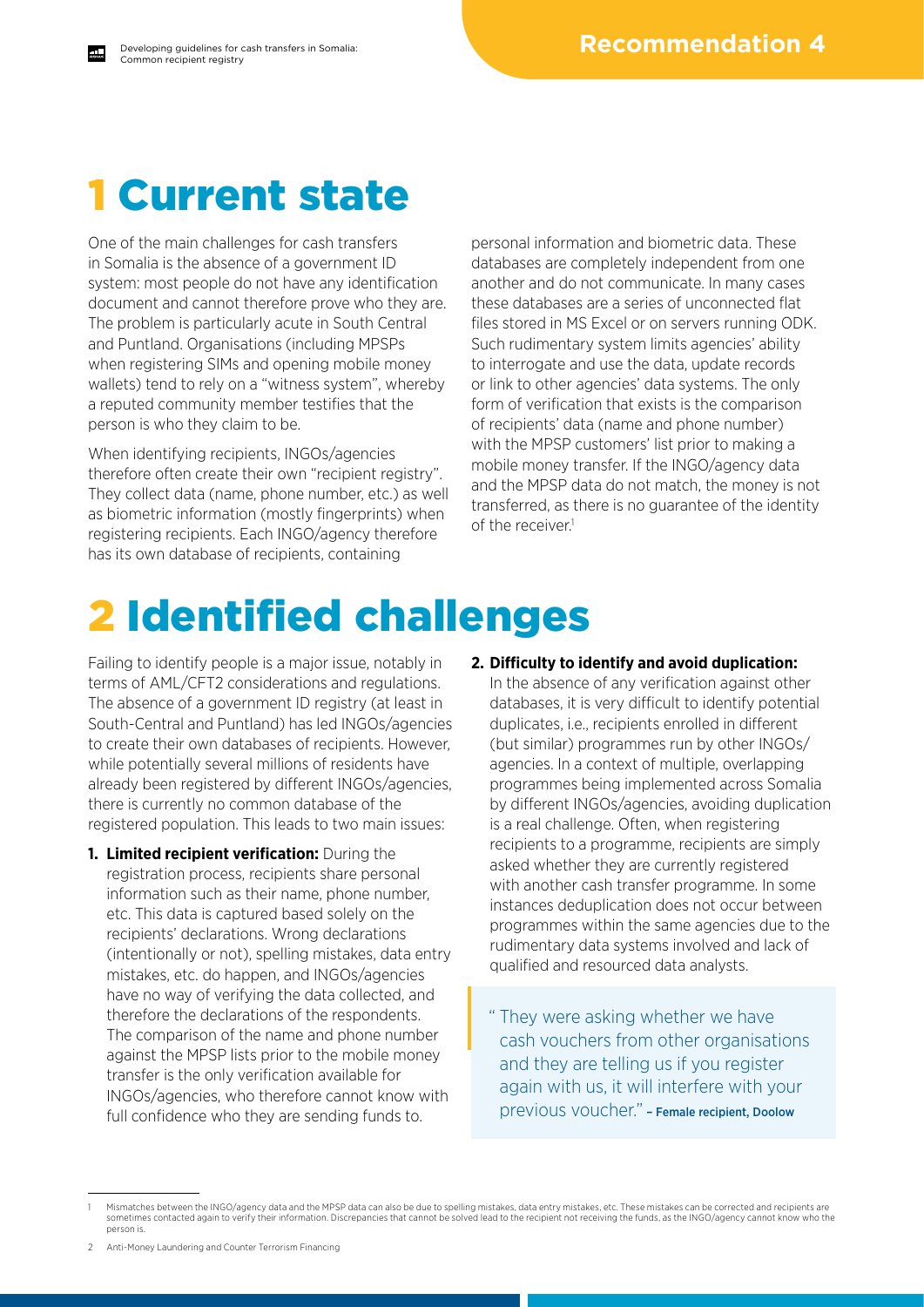# 1 Current state

One of the main challenges for cash transfers in Somalia is the absence of a government ID system: most people do not have any identification document and cannot therefore prove who they are. The problem is particularly acute in South Central and Puntland. Organisations (including MPSPs when registering SIMs and opening mobile money wallets) tend to rely on a "witness system", whereby a reputed community member testifies that the person is who they claim to be.

When identifying recipients, INGOs/agencies therefore often create their own "recipient registry". They collect data (name, phone number, etc.) as well as biometric information (mostly fingerprints) when registering recipients. Each INGO/agency therefore has its own database of recipients, containing personal information and biometric data. These databases are completely independent from one another and do not communicate. In many cases these databases are a series of unconnected flat files stored in MS Excel or on servers running ODK. Such rudimentary system limits agencies' ability to interrogate and use the data, update records or link to other agencies' data systems. The only form of verification that exists is the comparison of recipients' data (name and phone number) with the MPSP customers' list prior to making a mobile money transfer. If the INGO/agency data and the MPSP data do not match, the money is not transferred, as there is no guarantee of the identity of the receiver.[1]

# 2 Identified challenges

Failing to identify people is a major issue, notably in terms of AML/CFT[2] considerations and regulations. The absence of a government ID registry (at least in South-Central and Puntland) has led INGOs/agencies to create their own databases of recipients. However, while potentially several millions of residents have already been registered by different INGOs/agencies, there is currently no common database of the registered population. This leads to two main issues:

1. **Limited recipient verification:** During the registration process, recipients share personal information such as their name, phone number, etc. This data is captured based solely on the recipients' declarations. Wrong declarations (intentionally or not), spelling mistakes, data entry mistakes, etc. do happen, and INGOs/agencies have no way of verifying the data collected, and therefore the declarations of the respondents. The comparison of the name and phone number against the MPSP lists prior to the mobile money transfer is the only verification available for INGOs/agencies, who therefore cannot know with full confidence who they are sending funds to.

2. **Difficulty to identify and avoid duplication:** In the absence of any verification against other databases, it is very difficult to identify potential duplicates, i.e., recipients enrolled in different (but similar) programmes run by other INGOs/agencies. In a context of multiple, overlapping programmes being implemented across Somalia by different INGOs/agencies, avoiding duplication is a real challenge. Often, when registering recipients to a programme, recipients are simply asked whether they are currently registered with another cash transfer programme. In some instances deduplication does not occur between programmes within the same agencies due to the rudimentary data systems involved and lack of qualified and resourced data analysts.

> "They were asking whether we have cash vouchers from other organisations and they are telling us if you register again with us, it will interfere with your previous voucher." – **Female recipient, Doolow**

---

1 Mismatches between the INGO/agency data and the MPSP data can also be due to spelling mistakes, data entry mistakes, etc. These mistakes can be corrected and recipients are sometimes contacted again to verify their information. Discrepancies that cannot be solved lead to the recipient not receiving the funds, as the INGO/agency cannot know who the person is.

2 Anti-Money Laundering and Counter Terrorism Financing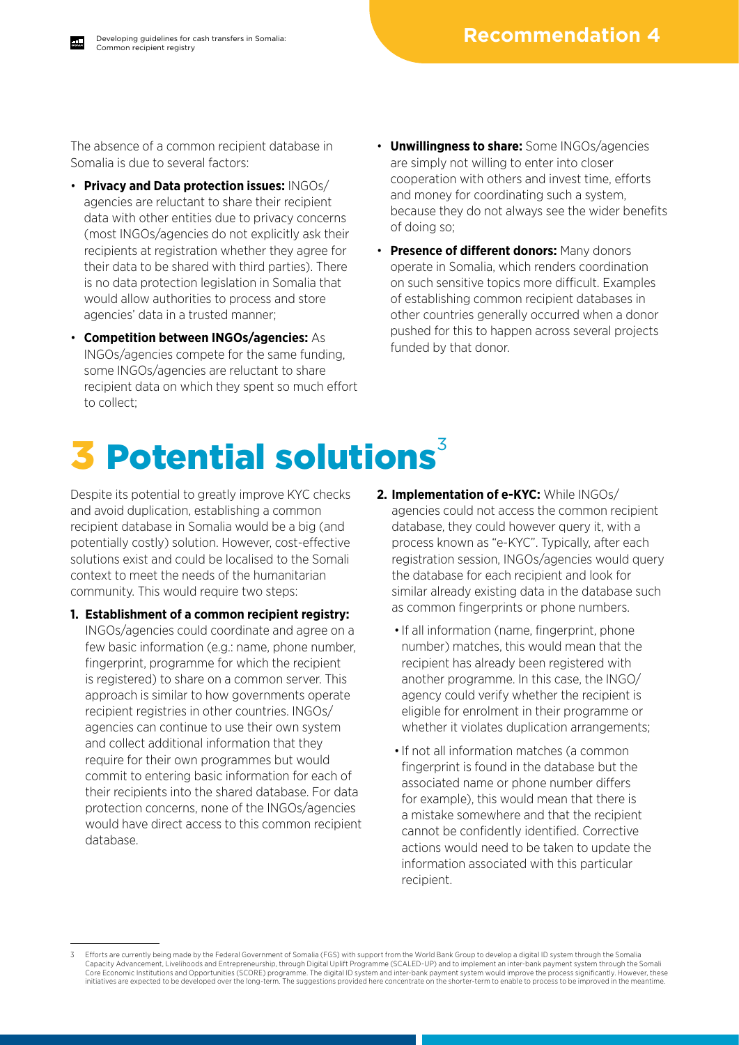The absence of a common recipient database in Somalia is due to several factors:

- **Privacy and Data protection issues:** INGOs/agencies are reluctant to share their recipient data with other entities due to privacy concerns (most INGOs/agencies do not explicitly ask their recipients at registration whether they agree for their data to be shared with third parties). There is no data protection legislation in Somalia that would allow authorities to process and store agencies' data in a trusted manner;
- **Competition between INGOs/agencies:** As INGOs/agencies compete for the same funding, some INGOs/agencies are reluctant to share recipient data on which they spent so much effort to collect;
- **Unwillingness to share:** Some INGOs/agencies are simply not willing to enter into closer cooperation with others and invest time, efforts and money for coordinating such a system, because they do not always see the wider benefits of doing so;
- **Presence of different donors:** Many donors operate in Somalia, which renders coordination on such sensitive topics more difficult. Examples of establishing common recipient databases in other countries generally occurred when a donor pushed for this to happen across several projects funded by that donor.

# 3 Potential solutions[3]

Despite its potential to greatly improve KYC checks and avoid duplication, establishing a common recipient database in Somalia would be a big (and potentially costly) solution. However, cost-effective solutions exist and could be localised to the Somali context to meet the needs of the humanitarian community. This would require two steps:

1. **Establishment of a common recipient registry:** INGOs/agencies could coordinate and agree on a few basic information (e.g.: name, phone number, fingerprint, programme for which the recipient is registered) to share on a common server. This approach is similar to how governments operate recipient registries in other countries. INGOs/agencies can continue to use their own system and collect additional information that they require for their own programmes but would commit to entering basic information for each of their recipients into the shared database. For data protection concerns, none of the INGOs/agencies would have direct access to this common recipient database.
2. **Implementation of e-KYC:** While INGOs/agencies could not access the common recipient database, they could however query it, with a process known as "e-KYC". Typically, after each registration session, INGOs/agencies would query the database for each recipient and look for similar already existing data in the database such as common fingerprints or phone numbers.
   - If all information (name, fingerprint, phone number) matches, this would mean that the recipient has already been registered with another programme. In this case, the INGO/agency could verify whether the recipient is eligible for enrolment in their programme or whether it violates duplication arrangements;
   - If not all information matches (a common fingerprint is found in the database but the associated name or phone number differs for example), this would mean that there is a mistake somewhere and that the recipient cannot be confidently identified. Corrective actions would need to be taken to update the information associated with this particular recipient.

---

[3] Efforts are currently being made by the Federal Government of Somalia (FGS) with support from the World Bank Group to develop a digital ID system through the Somalia Capacity Advancement, Livelihoods and Entrepreneurship, through Digital Uplift Programme (SCALED-UP) and to implement an inter-bank payment system through the Somali Core Economic Institutions and Opportunities (SCORE) programme. The digital ID system and inter-bank payment system would improve the process significantly. However, these initiatives are expected to be developed over the long-term. The suggestions provided here concentrate on the shorter-term to enable to process to be improved in the meantime.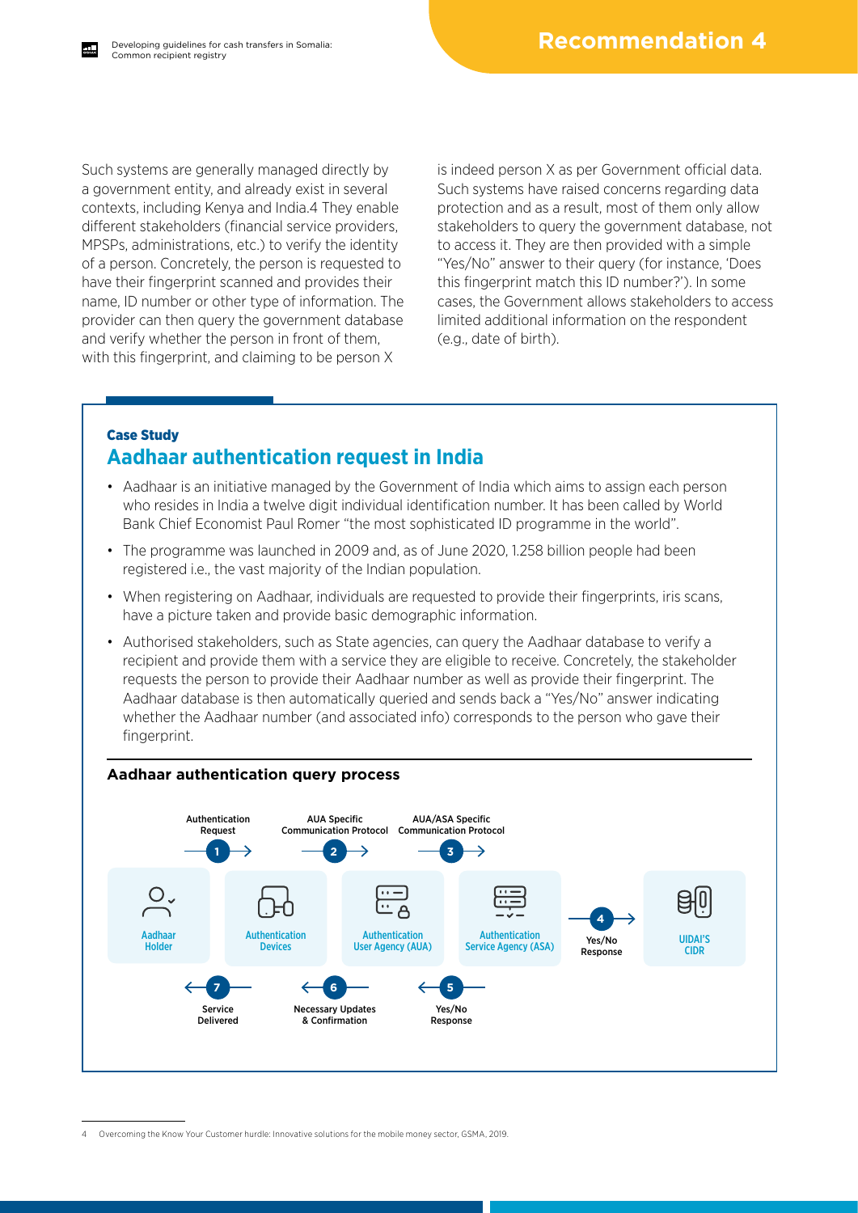Such systems are generally managed directly by a government entity, and already exist in several contexts, including Kenya and India.[4] They enable different stakeholders (financial service providers, MPSPs, administrations, etc.) to verify the identity of a person. Concretely, the person is requested to have their fingerprint scanned and provides their name, ID number or other type of information. The provider can then query the government database and verify whether the person in front of them, with this fingerprint, and claiming to be person X is indeed person X as per Government official data. Such systems have raised concerns regarding data protection and as a result, most of them only allow stakeholders to query the government database, not to access it. They are then provided with a simple "Yes/No" answer to their query (for instance, 'Does this fingerprint match this ID number?'). In some cases, the Government allows stakeholders to access limited additional information on the respondent (e.g., date of birth).

**Case Study**

## Aadhaar authentication request in India

- Aadhaar is an initiative managed by the Government of India which aims to assign each person who resides in India a twelve digit individual identification number. It has been called by World Bank Chief Economist Paul Romer "the most sophisticated ID programme in the world".
- The programme was launched in 2009 and, as of June 2020, 1.258 billion people had been registered i.e., the vast majority of the Indian population.
- When registering on Aadhaar, individuals are requested to provide their fingerprints, iris scans, have a picture taken and provide basic demographic information.
- Authorised stakeholders, such as State agencies, can query the Aadhaar database to verify a recipient and provide them with a service they are eligible to receive. Concretely, the stakeholder requests the person to provide their Aadhaar number as well as provide their fingerprint. The Aadhaar database is then automatically queried and sends back a "Yes/No" answer indicating whether the Aadhaar number (and associated info) corresponds to the person who gave their fingerprint.

**Aadhaar authentication query process**

Aadhaar Holder → (1) Authentication Request → Authentication Devices → (2) AUA Specific Communication Protocol → Authentication User Agency (AUA) → (3) AUA/ASA Specific Communication Protocol → Authentication Service Agency (ASA) → (4) Yes/No Response → UIDAI'S CIDR

(5) Yes/No Response → (6) Necessary Updates & Confirmation → (7) Service Delivered

---

4 Overcoming the Know Your Customer hurdle: Innovative solutions for the mobile money sector, GSMA, 2019.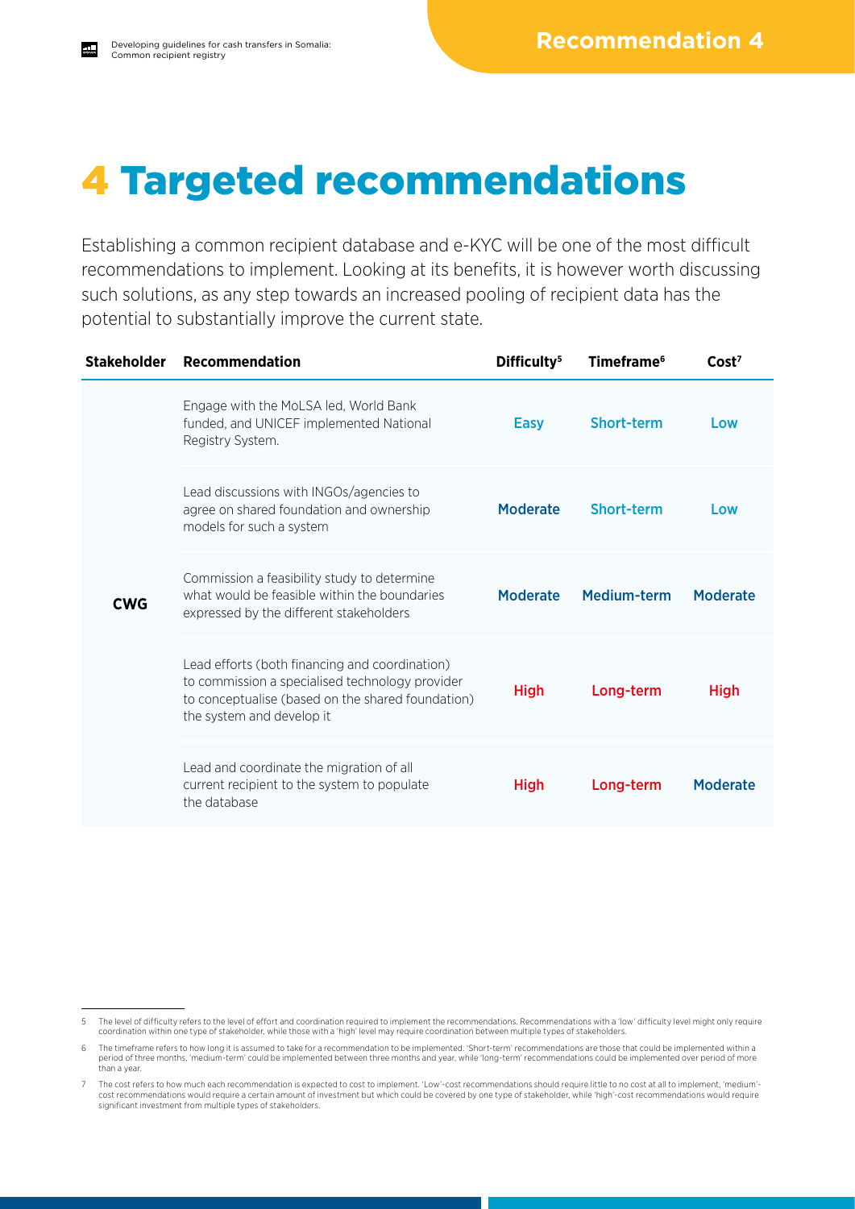# 4 Targeted recommendations

Establishing a common recipient database and e-KYC will be one of the most difficult recommendations to implement. Looking at its benefits, it is however worth discussing such solutions, as any step towards an increased pooling of recipient data has the potential to substantially improve the current state.

| Stakeholder | Recommendation | Difficulty[5] | Timeframe[6] | Cost[7] |
|---|---|---|---|---|
| CWG | Engage with the MoLSA led, World Bank funded, and UNICEF implemented National Registry System. | Easy | Short-term | Low |
| | Lead discussions with INGOs/agencies to agree on shared foundation and ownership models for such a system | Moderate | Short-term | Low |
| | Commission a feasibility study to determine what would be feasible within the boundaries expressed by the different stakeholders | Moderate | Medium-term | Moderate |
| | Lead efforts (both financing and coordination) to commission a specialised technology provider to conceptualise (based on the shared foundation) the system and develop it | High | Long-term | High |
| | Lead and coordinate the migration of all current recipient to the system to populate the database | High | Long-term | Moderate |

5 The level of difficulty refers to the level of effort and coordination required to implement the recommendations. Recommendations with a 'low' difficulty level might only require coordination within one type of stakeholder, while those with a 'high' level may require coordination between multiple types of stakeholders.

6 The timeframe refers to how long it is assumed to take for a recommendation to be implemented. 'Short-term' recommendations are those that could be implemented within a period of three months, 'medium-term' could be implemented between three months and year, while 'long-term' recommendations could be implemented over period of more than a year.

7 The cost refers to how much each recommendation is expected to cost to implement. 'Low'-cost recommendations should require little to no cost at all to implement, 'medium'-cost recommendations would require a certain amount of investment but which could be covered by one type of stakeholder, while 'high'-cost recommendations would require significant investment from multiple types of stakeholders.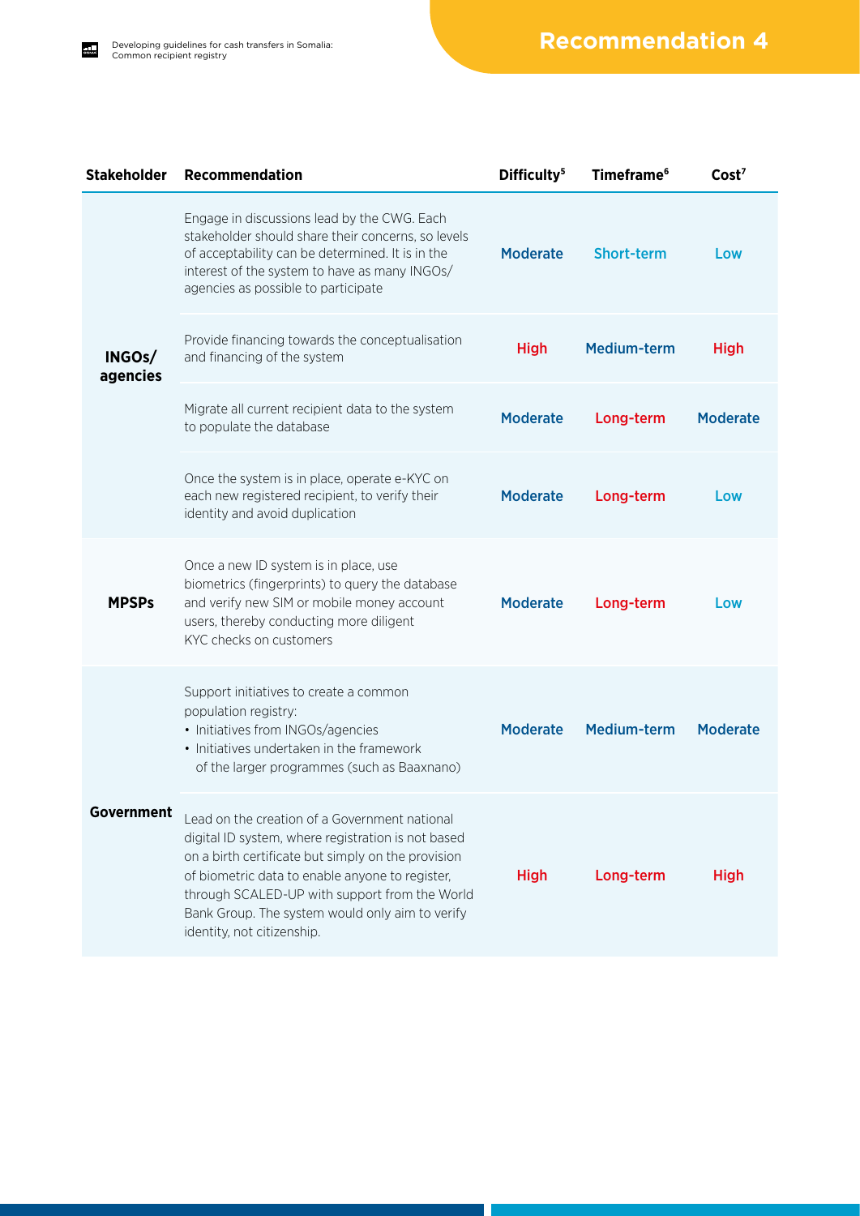# Recommendation 4

| Stakeholder | Recommendation | Difficulty[5] | Timeframe[6] | Cost[7] |
|---|---|---|---|---|
| INGOs/ agencies | Engage in discussions lead by the CWG. Each stakeholder should share their concerns, so levels of acceptability can be determined. It is in the interest of the system to have as many INGOs/ agencies as possible to participate | Moderate | Short-term | Low |
| | Provide financing towards the conceptualisation and financing of the system | High | Medium-term | High |
| | Migrate all current recipient data to the system to populate the database | Moderate | Long-term | Moderate |
| | Once the system is in place, operate e-KYC on each new registered recipient, to verify their identity and avoid duplication | Moderate | Long-term | Low |
| MPSPs | Once a new ID system is in place, use biometrics (fingerprints) to query the database and verify new SIM or mobile money account users, thereby conducting more diligent KYC checks on customers | Moderate | Long-term | Low |
| Government | Support initiatives to create a common population registry: • Initiatives from INGOs/agencies • Initiatives undertaken in the framework of the larger programmes (such as Baaxnano) | Moderate | Medium-term | Moderate |
| | Lead on the creation of a Government national digital ID system, where registration is not based on a birth certificate but simply on the provision of biometric data to enable anyone to register, through SCALED-UP with support from the World Bank Group. The system would only aim to verify identity, not citizenship. | High | Long-term | High |